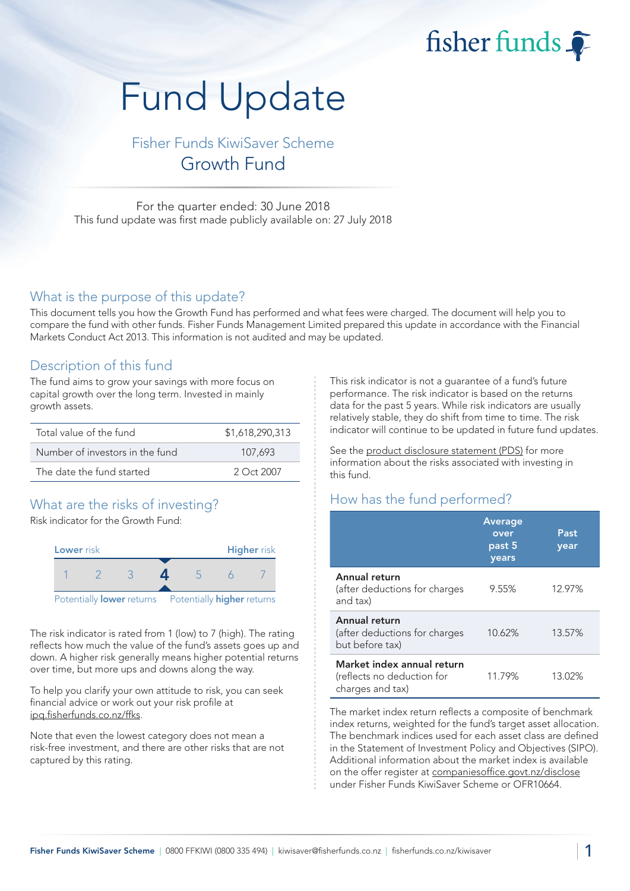fisher funds

# Fund Update

## Fisher Funds KiwiSaver Scheme
## Growth Fund

For the quarter ended: 30 June 2018
This fund update was first made publicly available on: 27 July 2018

## What is the purpose of this update?

This document tells you how the Growth Fund has performed and what fees were charged. The document will help you to compare the fund with other funds. Fisher Funds Management Limited prepared this update in accordance with the Financial Markets Conduct Act 2013. This information is not audited and may be updated.

## Description of this fund

The fund aims to grow your savings with more focus on capital growth over the long term. Invested in mainly growth assets.

| | |
|---|---|
| Total value of the fund | $1,618,290,313 |
| Number of investors in the fund | 107,693 |
| The date the fund started | 2 Oct 2007 |

## What are the risks of investing?

Risk indicator for the Growth Fund:

| Lower risk | | | | | | Higher risk |
|---|---|---|---|---|---|---|
| 1 | 2 | 3 | **4** | 5 | 6 | 7 |
| Potentially **lower** returns | | | | | | Potentially **higher** returns |

The risk indicator is rated from 1 (low) to 7 (high). The rating reflects how much the value of the fund's assets goes up and down. A higher risk generally means higher potential returns over time, but more ups and downs along the way.

To help you clarify your own attitude to risk, you can seek financial advice or work out your risk profile at ipq.fisherfunds.co.nz/ffks.

Note that even the lowest category does not mean a risk-free investment, and there are other risks that are not captured by this rating.

This risk indicator is not a guarantee of a fund's future performance. The risk indicator is based on the returns data for the past 5 years. While risk indicators are usually relatively stable, they do shift from time to time. The risk indicator will continue to be updated in future fund updates.

See the product disclosure statement (PDS) for more information about the risks associated with investing in this fund.

## How has the fund performed?

| | Average over past 5 years | Past year |
|---|---|---|
| **Annual return** (after deductions for charges and tax) | 9.55% | 12.97% |
| **Annual return** (after deductions for charges but before tax) | 10.62% | 13.57% |
| **Market index annual return** (reflects no deduction for charges and tax) | 11.79% | 13.02% |

The market index return reflects a composite of benchmark index returns, weighted for the fund's target asset allocation. The benchmark indices used for each asset class are defined in the Statement of Investment Policy and Objectives (SIPO). Additional information about the market index is available on the offer register at companiesoffice.govt.nz/disclose under Fisher Funds KiwiSaver Scheme or OFR10664.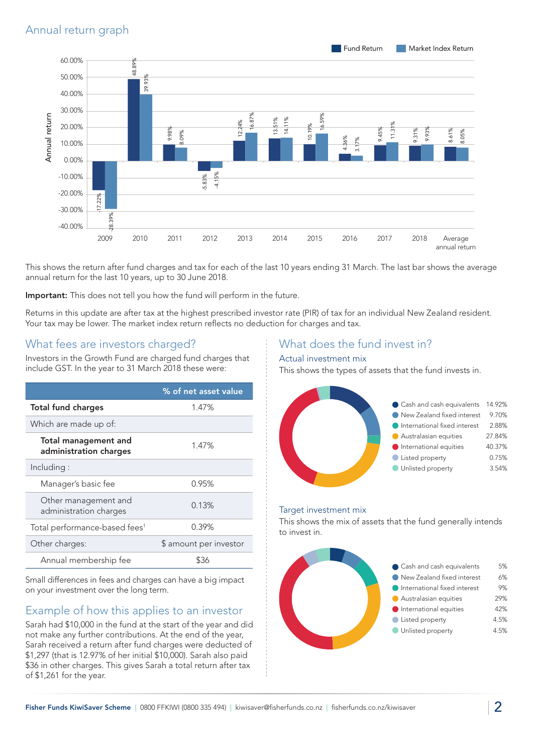## Annual return graph

| Year | Fund Return | Market Index Return |
|---|---|---|
| 2009 | -17.22% | -28.39% |
| 2010 | 48.89% | 39.93% |
| 2011 | 9.98% | 8.09% |
| 2012 | -5.83% | -4.15% |
| 2013 | 12.24% | 16.87% |
| 2014 | 13.51% | 14.11% |
| 2015 | 10.19% | 16.59% |
| 2016 | 4.36% | 3.17% |
| 2017 | 9.45% | 11.31% |
| 2018 | 9.31% | 9.93% |
| Average annual return | 8.61% | 8.05% |

This shows the return after fund charges and tax for each of the last 10 years ending 31 March. The last bar shows the average annual return for the last 10 years, up to 30 June 2018.

**Important:** This does not tell you how the fund will perform in the future.

Returns in this update are after tax at the highest prescribed investor rate (PIR) of tax for an individual New Zealand resident. Your tax may be lower. The market index return reflects no deduction for charges and tax.

## What fees are investors charged?

Investors in the Growth Fund are charged fund charges that include GST. In the year to 31 March 2018 these were:

| | % of net asset value |
|---|---|
| **Total fund charges** | 1.47% |
| Which are made up of: | |
| **Total management and administration charges** | 1.47% |
| Including : | |
| Manager's basic fee | 0.95% |
| Other management and administration charges | 0.13% |
| Total performance-based fees[1] | 0.39% |
| Other charges: | $ amount per investor |
| Annual membership fee | $36 |

Small differences in fees and charges can have a big impact on your investment over the long term.

## Example of how this applies to an investor

Sarah had $10,000 in the fund at the start of the year and did not make any further contributions. At the end of the year, Sarah received a return after fund charges were deducted of $1,297 (that is 12.97% of her initial $10,000). Sarah also paid $36 in other charges. This gives Sarah a total return after tax of $1,261 for the year.

## What does the fund invest in?

### Actual investment mix

This shows the types of assets that the fund invests in.

| Asset type | % |
|---|---|
| Cash and cash equivalents | 14.92% |
| New Zealand fixed interest | 9.70% |
| International fixed interest | 2.88% |
| Australasian equities | 27.84% |
| International equities | 40.37% |
| Listed property | 0.75% |
| Unlisted property | 3.54% |

### Target investment mix

This shows the mix of assets that the fund generally intends to invest in.

| Asset type | % |
|---|---|
| Cash and cash equivalents | 5% |
| New Zealand fixed interest | 6% |
| International fixed interest | 9% |
| Australasian equities | 29% |
| International equities | 42% |
| Listed property | 4.5% |
| Unlisted property | 4.5% |

Fisher Funds KiwiSaver Scheme | 0800 FFKIWI (0800 335 494) | kiwisaver@fisherfunds.co.nz | fisherfunds.co.nz/kiwisaver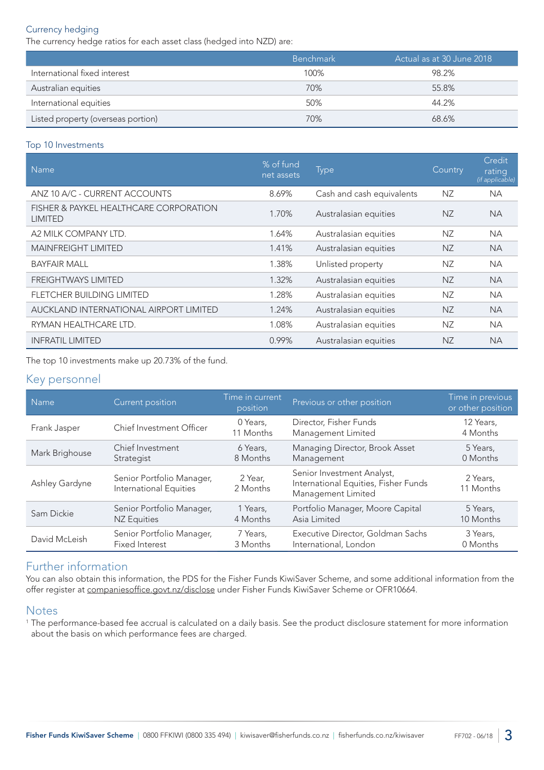### Currency hedging

The currency hedge ratios for each asset class (hedged into NZD) are:

| | Benchmark | Actual as at 30 June 2018 |
|---|---|---|
| International fixed interest | 100% | 98.2% |
| Australian equities | 70% | 55.8% |
| International equities | 50% | 44.2% |
| Listed property (overseas portion) | 70% | 68.6% |

### Top 10 Investments

| Name | % of fund net assets | Type | Country | Credit rating *(if applicable)* |
|---|---|---|---|---|
| ANZ 10 A/C - CURRENT ACCOUNTS | 8.69% | Cash and cash equivalents | NZ | NA |
| FISHER & PAYKEL HEALTHCARE CORPORATION LIMITED | 1.70% | Australasian equities | NZ | NA |
| A2 MILK COMPANY LTD. | 1.64% | Australasian equities | NZ | NA |
| MAINFREIGHT LIMITED | 1.41% | Australasian equities | NZ | NA |
| BAYFAIR MALL | 1.38% | Unlisted property | NZ | NA |
| FREIGHTWAYS LIMITED | 1.32% | Australasian equities | NZ | NA |
| FLETCHER BUILDING LIMITED | 1.28% | Australasian equities | NZ | NA |
| AUCKLAND INTERNATIONAL AIRPORT LIMITED | 1.24% | Australasian equities | NZ | NA |
| RYMAN HEALTHCARE LTD. | 1.08% | Australasian equities | NZ | NA |
| INFRATIL LIMITED | 0.99% | Australasian equities | NZ | NA |

The top 10 investments make up 20.73% of the fund.

## Key personnel

| Name | Current position | Time in current position | Previous or other position | Time in previous or other position |
|---|---|---|---|---|
| Frank Jasper | Chief Investment Officer | 0 Years, 11 Months | Director, Fisher Funds Management Limited | 12 Years, 4 Months |
| Mark Brighouse | Chief Investment Strategist | 6 Years, 8 Months | Managing Director, Brook Asset Management | 5 Years, 0 Months |
| Ashley Gardyne | Senior Portfolio Manager, International Equities | 2 Year, 2 Months | Senior Investment Analyst, International Equities, Fisher Funds Management Limited | 2 Years, 11 Months |
| Sam Dickie | Senior Portfolio Manager, NZ Equities | 1 Years, 4 Months | Portfolio Manager, Moore Capital Asia Limited | 5 Years, 10 Months |
| David McLeish | Senior Portfolio Manager, Fixed Interest | 7 Years, 3 Months | Executive Director, Goldman Sachs International, London | 3 Years, 0 Months |

## Further information

You can also obtain this information, the PDS for the Fisher Funds KiwiSaver Scheme, and some additional information from the offer register at companiesoffice.govt.nz/disclose under Fisher Funds KiwiSaver Scheme or OFR10664.

## Notes

[1] The performance-based fee accrual is calculated on a daily basis. See the product disclosure statement for more information about the basis on which performance fees are charged.